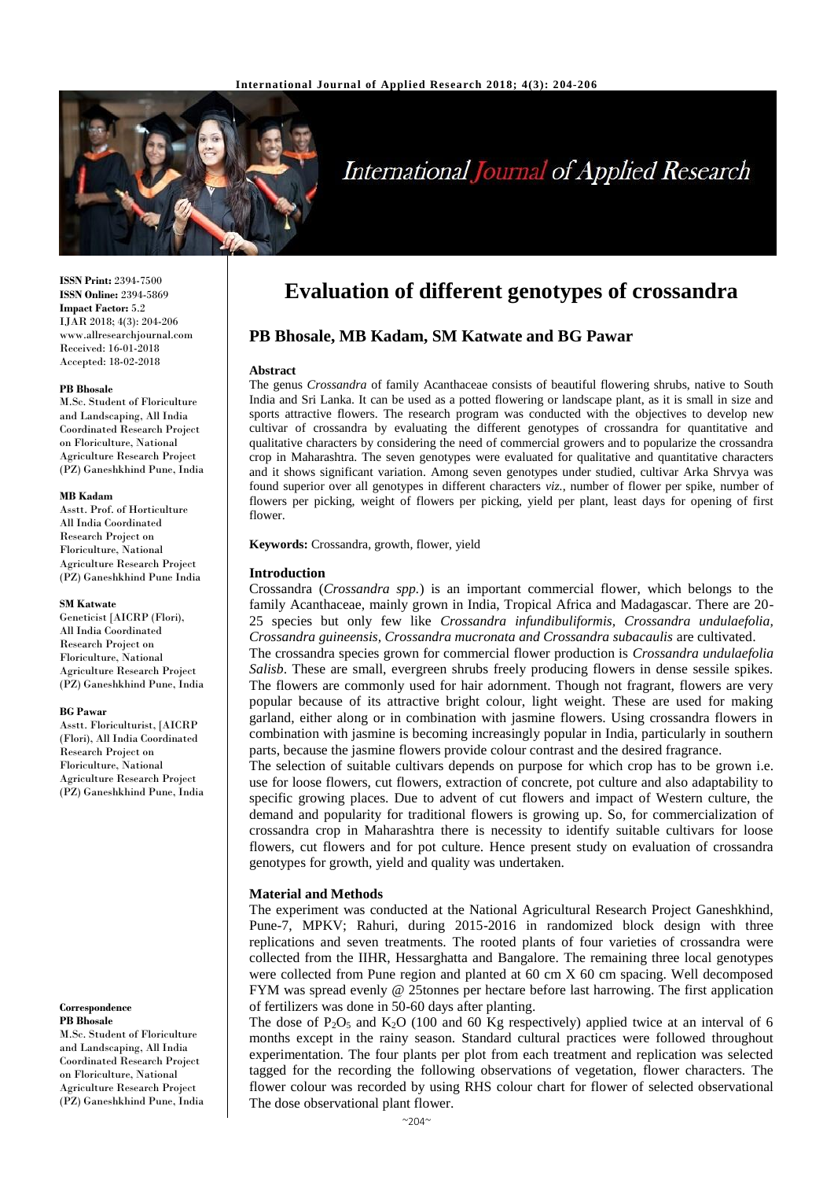# Evaluation of different genotypes of crossandra

## PB Bhosale, MB Kadam, SM Katwate and BG Pawar

**ISSN Print:** 2394-7500
**ISSN Online:** 2394-5869
**Impact Factor:** 5.2
IJAR 2018; 4(3): 204-206
www.allresearchjournal.com
Received: 16-01-2018
Accepted: 18-02-2018

**PB Bhosale**
M.Sc. Student of Floriculture and Landscaping, All India Coordinated Research Project on Floriculture, National Agriculture Research Project (PZ) Ganeshkhind Pune, India

**MB Kadam**
Asstt. Prof. of Horticulture All India Coordinated Research Project on Floriculture, National Agriculture Research Project (PZ) Ganeshkhind Pune India

**SM Katwate**
Geneticist [AICRP (Flori), All India Coordinated Research Project on Floriculture, National Agriculture Research Project (PZ) Ganeshkhind Pune, India

**BG Pawar**
Asstt. Floriculturist, [AICRP (Flori), All India Coordinated Research Project on Floriculture, National Agriculture Research Project (PZ) Ganeshkhind Pune, India

**Correspondence**
**PB Bhosale**
M.Sc. Student of Floriculture and Landscaping, All India Coordinated Research Project on Floriculture, National Agriculture Research Project (PZ) Ganeshkhind Pune, India

### Abstract

The genus *Crossandra* of family Acanthaceae consists of beautiful flowering shrubs, native to South India and Sri Lanka. It can be used as a potted flowering or landscape plant, as it is small in size and sports attractive flowers. The research program was conducted with the objectives to develop new cultivar of crossandra by evaluating the different genotypes of crossandra for quantitative and qualitative characters by considering the need of commercial growers and to popularize the crossandra crop in Maharashtra. The seven genotypes were evaluated for qualitative and quantitative characters and it shows significant variation. Among seven genotypes under studied, cultivar Arka Shrvya was found superior over all genotypes in different characters *viz.*, number of flower per spike, number of flowers per picking, weight of flowers per picking, yield per plant, least days for opening of first flower.

**Keywords:** Crossandra, growth, flower, yield

### Introduction

Crossandra (*Crossandra spp.*) is an important commercial flower, which belongs to the family Acanthaceae, mainly grown in India, Tropical Africa and Madagascar. There are 20-25 species but only few like *Crossandra infundibuliformis, Crossandra undulaefolia, Crossandra guineensis, Crossandra mucronata and Crossandra subacaulis* are cultivated.

The crossandra species grown for commercial flower production is *Crossandra undulaefolia Salisb*. These are small, evergreen shrubs freely producing flowers in dense sessile spikes. The flowers are commonly used for hair adornment. Though not fragrant, flowers are very popular because of its attractive bright colour, light weight. These are used for making garland, either along or in combination with jasmine flowers. Using crossandra flowers in combination with jasmine is becoming increasingly popular in India, particularly in southern parts, because the jasmine flowers provide colour contrast and the desired fragrance.

The selection of suitable cultivars depends on purpose for which crop has to be grown i.e. use for loose flowers, cut flowers, extraction of concrete, pot culture and also adaptability to specific growing places. Due to advent of cut flowers and impact of Western culture, the demand and popularity for traditional flowers is growing up. So, for commercialization of crossandra crop in Maharashtra there is necessity to identify suitable cultivars for loose flowers, cut flowers and for pot culture. Hence present study on evaluation of crossandra genotypes for growth, yield and quality was undertaken.

### Material and Methods

The experiment was conducted at the National Agricultural Research Project Ganeshkhind, Pune-7, MPKV; Rahuri, during 2015-2016 in randomized block design with three replications and seven treatments. The rooted plants of four varieties of crossandra were collected from the IIHR, Hessarghatta and Bangalore. The remaining three local genotypes were collected from Pune region and planted at 60 cm X 60 cm spacing. Well decomposed FYM was spread evenly @ 25tonnes per hectare before last harrowing. The first application of fertilizers was done in 50-60 days after planting.

The dose of $P_2O_5$ and $K_2O$ (100 and 60 Kg respectively) applied twice at an interval of 6 months except in the rainy season. Standard cultural practices were followed throughout experimentation. The four plants per plot from each treatment and replication was selected tagged for the recording the following observations of vegetation, flower characters. The flower colour was recorded by using RHS colour chart for flower of selected observational The dose observational plant flower.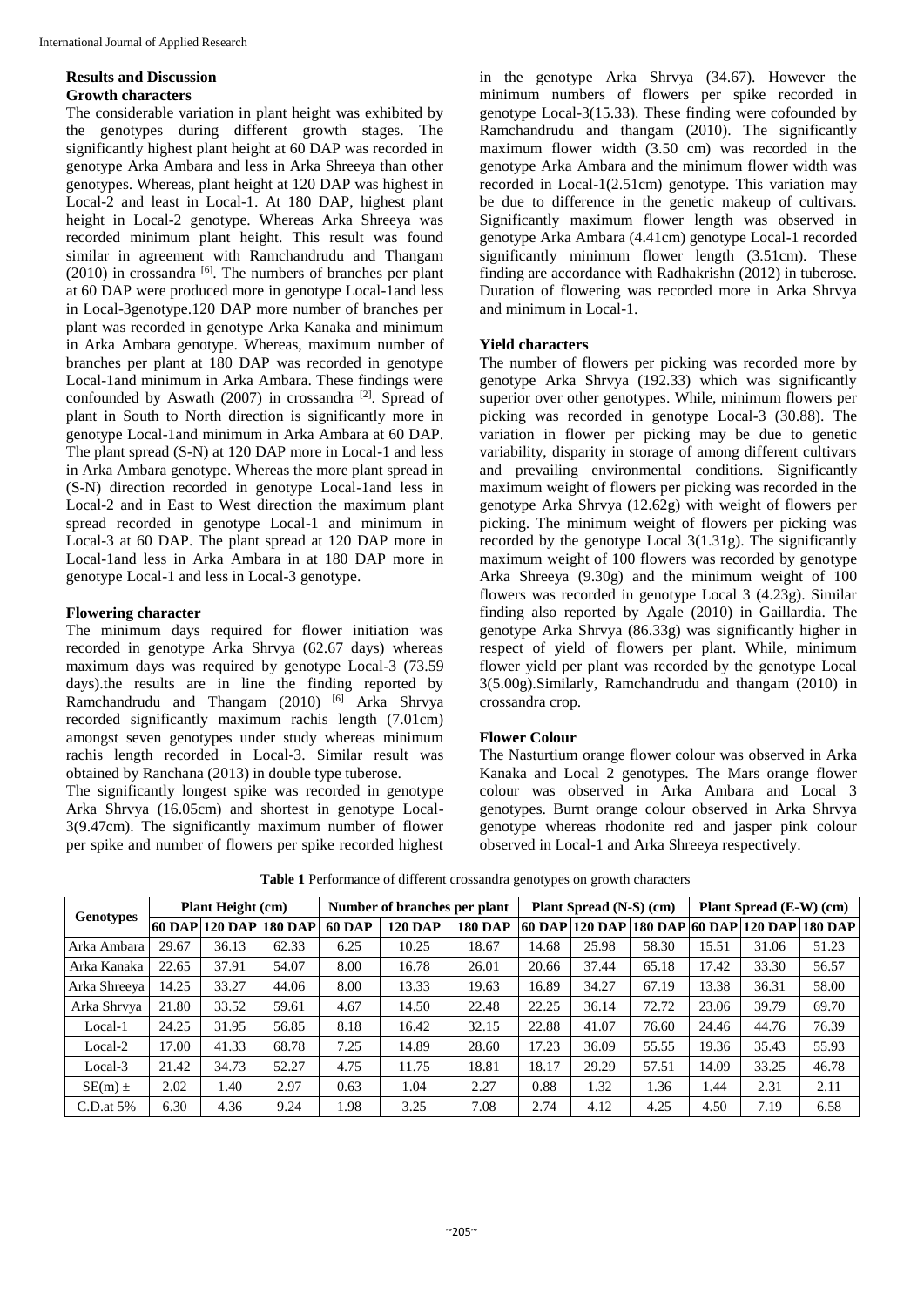## Results and Discussion

### Growth characters

The considerable variation in plant height was exhibited by the genotypes during different growth stages. The significantly highest plant height at 60 DAP was recorded in genotype Arka Ambara and less in Arka Shreeya than other genotypes. Whereas, plant height at 120 DAP was highest in Local-2 and least in Local-1. At 180 DAP, highest plant height in Local-2 genotype. Whereas Arka Shreeya was recorded minimum plant height. This result was found similar in agreement with Ramchandrudu and Thangam (2010) in crossandra [6]. The numbers of branches per plant at 60 DAP were produced more in genotype Local-1and less in Local-3genotype.120 DAP more number of branches per plant was recorded in genotype Arka Kanaka and minimum in Arka Ambara genotype. Whereas, maximum number of branches per plant at 180 DAP was recorded in genotype Local-1and minimum in Arka Ambara. These findings were confounded by Aswath (2007) in crossandra [2]. Spread of plant in South to North direction is significantly more in genotype Local-1and minimum in Arka Ambara at 60 DAP. The plant spread (S-N) at 120 DAP more in Local-1 and less in Arka Ambara genotype. Whereas the more plant spread in (S-N) direction recorded in genotype Local-1and less in Local-2 and in East to West direction the maximum plant spread recorded in genotype Local-1 and minimum in Local-3 at 60 DAP. The plant spread at 120 DAP more in Local-1and less in Arka Ambara in at 180 DAP more in genotype Local-1 and less in Local-3 genotype.

### Flowering character

The minimum days required for flower initiation was recorded in genotype Arka Shrvya (62.67 days) whereas maximum days was required by genotype Local-3 (73.59 days).the results are in line the finding reported by Ramchandrudu and Thangam (2010) [6] Arka Shrvya recorded significantly maximum rachis length (7.01cm) amongst seven genotypes under study whereas minimum rachis length recorded in Local-3. Similar result was obtained by Ranchana (2013) in double type tuberose.

The significantly longest spike was recorded in genotype Arka Shrvya (16.05cm) and shortest in genotype Local-3(9.47cm). The significantly maximum number of flower per spike and number of flowers per spike recorded highest in the genotype Arka Shrvya (34.67). However the minimum numbers of flowers per spike recorded in genotype Local-3(15.33). These finding were cofounded by Ramchandrudu and thangam (2010). The significantly maximum flower width (3.50 cm) was recorded in the genotype Arka Ambara and the minimum flower width was recorded in Local-1(2.51cm) genotype. This variation may be due to difference in the genetic makeup of cultivars. Significantly maximum flower length was observed in genotype Arka Ambara (4.41cm) genotype Local-1 recorded significantly minimum flower length (3.51cm). These finding are accordance with Radhakrishn (2012) in tuberose. Duration of flowering was recorded more in Arka Shrvya and minimum in Local-1.

### Yield characters

The number of flowers per picking was recorded more by genotype Arka Shrvya (192.33) which was significantly superior over other genotypes. While, minimum flowers per picking was recorded in genotype Local-3 (30.88). The variation in flower per picking may be due to genetic variability, disparity in storage of among different cultivars and prevailing environmental conditions. Significantly maximum weight of flowers per picking was recorded in the genotype Arka Shrvya (12.62g) with weight of flowers per picking. The minimum weight of flowers per picking was recorded by the genotype Local 3(1.31g). The significantly maximum weight of 100 flowers was recorded by genotype Arka Shreeya (9.30g) and the minimum weight of 100 flowers was recorded in genotype Local 3 (4.23g). Similar finding also reported by Agale (2010) in Gaillardia. The genotype Arka Shrvya (86.33g) was significantly higher in respect of yield of flowers per plant. While, minimum flower yield per plant was recorded by the genotype Local 3(5.00g).Similarly, Ramchandrudu and thangam (2010) in crossandra crop.

### Flower Colour

The Nasturtium orange flower colour was observed in Arka Kanaka and Local 2 genotypes. The Mars orange flower colour was observed in Arka Ambara and Local 3 genotypes. Burnt orange colour observed in Arka Shrvya genotype whereas rhodonite red and jasper pink colour observed in Local-1 and Arka Shreeya respectively.

**Table 1** Performance of different crossandra genotypes on growth characters

| Genotypes | Plant Height (cm) | | | Number of branches per plant | | | Plant Spread (N-S) (cm) | | | Plant Spread (E-W) (cm) | | |
|---|---|---|---|---|---|---|---|---|---|---|---|---|
| | 60 DAP | 120 DAP | 180 DAP | 60 DAP | 120 DAP | 180 DAP | 60 DAP | 120 DAP | 180 DAP | 60 DAP | 120 DAP | 180 DAP |
| Arka Ambara | 29.67 | 36.13 | 62.33 | 6.25 | 10.25 | 18.67 | 14.68 | 25.98 | 58.30 | 15.51 | 31.06 | 51.23 |
| Arka Kanaka | 22.65 | 37.91 | 54.07 | 8.00 | 16.78 | 26.01 | 20.66 | 37.44 | 65.18 | 17.42 | 33.30 | 56.57 |
| Arka Shreeya | 14.25 | 33.27 | 44.06 | 8.00 | 13.33 | 19.63 | 16.89 | 34.27 | 67.19 | 13.38 | 36.31 | 58.00 |
| Arka Shrvya | 21.80 | 33.52 | 59.61 | 4.67 | 14.50 | 22.48 | 22.25 | 36.14 | 72.72 | 23.06 | 39.79 | 69.70 |
| Local-1 | 24.25 | 31.95 | 56.85 | 8.18 | 16.42 | 32.15 | 22.88 | 41.07 | 76.60 | 24.46 | 44.76 | 76.39 |
| Local-2 | 17.00 | 41.33 | 68.78 | 7.25 | 14.89 | 28.60 | 17.23 | 36.09 | 55.55 | 19.36 | 35.43 | 55.93 |
| Local-3 | 21.42 | 34.73 | 52.27 | 4.75 | 11.75 | 18.81 | 18.17 | 29.29 | 57.51 | 14.09 | 33.25 | 46.78 |
| SE(m) ± | 2.02 | 1.40 | 2.97 | 0.63 | 1.04 | 2.27 | 0.88 | 1.32 | 1.36 | 1.44 | 2.31 | 2.11 |
| C.D.at 5% | 6.30 | 4.36 | 9.24 | 1.98 | 3.25 | 7.08 | 2.74 | 4.12 | 4.25 | 4.50 | 7.19 | 6.58 |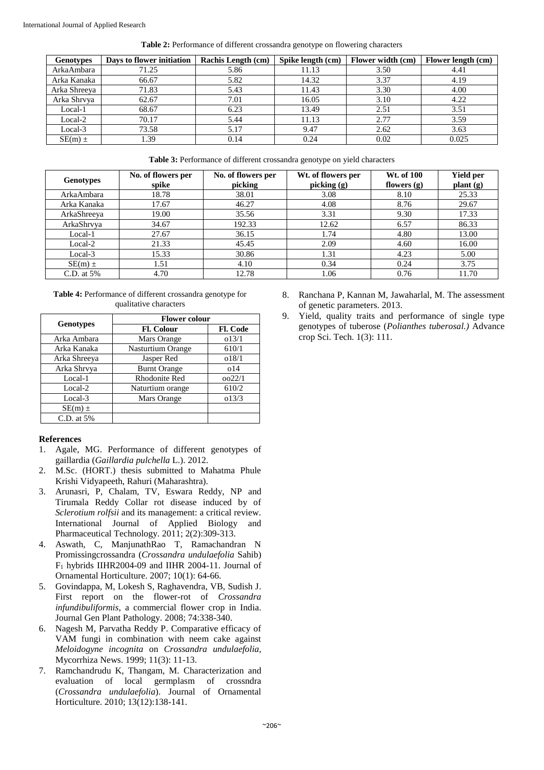**Table 2:** Performance of different crossandra genotype on flowering characters

| Genotypes | Days to flower initiation | Rachis Length (cm) | Spike length (cm) | Flower width (cm) | Flower length (cm) |
|---|---|---|---|---|---|
| ArkaAmbara | 71.25 | 5.86 | 11.13 | 3.50 | 4.41 |
| Arka Kanaka | 66.67 | 5.82 | 14.32 | 3.37 | 4.19 |
| Arka Shreeya | 71.83 | 5.43 | 11.43 | 3.30 | 4.00 |
| Arka Shrvya | 62.67 | 7.01 | 16.05 | 3.10 | 4.22 |
| Local-1 | 68.67 | 6.23 | 13.49 | 2.51 | 3.51 |
| Local-2 | 70.17 | 5.44 | 11.13 | 2.77 | 3.59 |
| Local-3 | 73.58 | 5.17 | 9.47 | 2.62 | 3.63 |
| SE(m) ± | 1.39 | 0.14 | 0.24 | 0.02 | 0.025 |

**Table 3:** Performance of different crossandra genotype on yield characters

| Genotypes | No. of flowers per spike | No. of flowers per picking | Wt. of flowers per picking (g) | Wt. of 100 flowers (g) | Yield per plant (g) |
|---|---|---|---|---|---|
| ArkaAmbara | 18.78 | 38.01 | 3.08 | 8.10 | 25.33 |
| Arka Kanaka | 17.67 | 46.27 | 4.08 | 8.76 | 29.67 |
| ArkaShreeya | 19.00 | 35.56 | 3.31 | 9.30 | 17.33 |
| ArkaShrvya | 34.67 | 192.33 | 12.62 | 6.57 | 86.33 |
| Local-1 | 27.67 | 36.15 | 1.74 | 4.80 | 13.00 |
| Local-2 | 21.33 | 45.45 | 2.09 | 4.60 | 16.00 |
| Local-3 | 15.33 | 30.86 | 1.31 | 4.23 | 5.00 |
| SE(m) ± | 1.51 | 4.10 | 0.34 | 0.24 | 3.75 |
| C.D. at 5% | 4.70 | 12.78 | 1.06 | 0.76 | 11.70 |

**Table 4:** Performance of different crossandra genotype for qualitative characters

| Genotypes | Flower colour | |
|---|---|---|
| | Fl. Colour | Fl. Code |
| Arka Ambara | Mars Orange | o13/1 |
| Arka Kanaka | Nasturtium Orange | 610/1 |
| Arka Shreeya | Jasper Red | o18/1 |
| Arka Shrvya | Burnt Orange | o14 |
| Local-1 | Rhodonite Red | oo22/1 |
| Local-2 | Naturtium orange | 610/2 |
| Local-3 | Mars Orange | o13/3 |
| SE(m) ± | | |
| C.D. at 5% | | |

## References

1. Agale, MG. Performance of different genotypes of gaillardia (*Gaillardia pulchella* L.). 2012.
2. M.Sc. (HORT.) thesis submitted to Mahatma Phule Krishi Vidyapeeth, Rahuri (Maharashtra).
3. Arunasri, P, Chalam, TV, Eswara Reddy, NP and Tirumala Reddy Collar rot disease induced by of *Sclerotium rolfsii* and its management: a critical review. International Journal of Applied Biology and Pharmaceutical Technology. 2011; 2(2):309-313.
4. Aswath, C, ManjunathRao T, Ramachandran N Promissingcrossandra (*Crossandra undulaefolia* Sahib) $F_1$ hybrids IIHR2004-09 and IIHR 2004-11. Journal of Ornamental Horticulture. 2007; 10(1): 64-66.
5. Govindappa, M, Lokesh S, Raghavendra, VB, Sudish J. First report on the flower-rot of *Crossandra infundibuliformis*, a commercial flower crop in India. Journal Gen Plant Pathology. 2008; 74:338-340.
6. Nagesh M, Parvatha Reddy P. Comparative efficacy of VAM fungi in combination with neem cake against *Meloidogyne incognita* on *Crossandra undulaefolia*, Mycorrhiza News. 1999; 11(3): 11-13.
7. Ramchandrudu K, Thangam, M. Characterization and evaluation of local germplasm of crossndra (*Crossandra undulaefolia*). Journal of Ornamental Horticulture. 2010; 13(12):138-141.
8. Ranchana P, Kannan M, Jawaharlal, M. The assessment of genetic parameters. 2013.
9. Yield, quality traits and performance of single type genotypes of tuberose (*Polianthes tuberosal.)* Advance crop Sci. Tech. 1(3): 111.